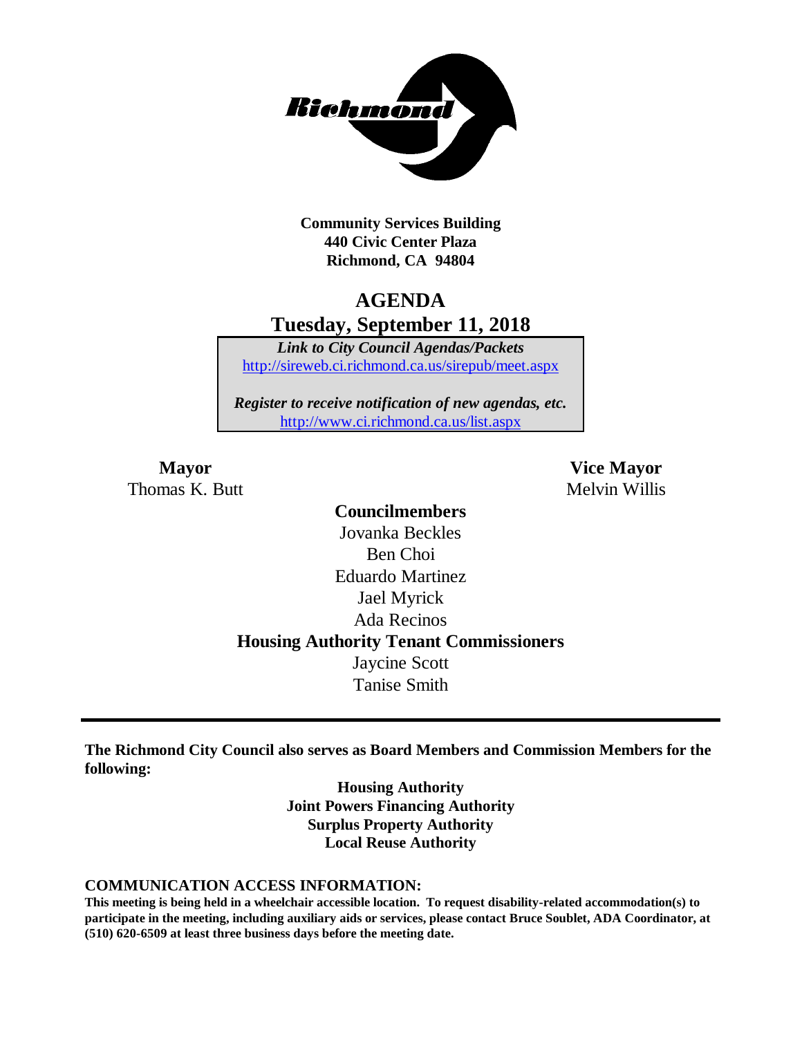**Community Services Building**
**440 Civic Center Plaza**
**Richmond, CA 94804**

# AGENDA
## Tuesday, September 11, 2018

***Link to City Council Agendas/Packets***
http://sireweb.ci.richmond.ca.us/sirepub/meet.aspx

***Register to receive notification of new agendas, etc.***
http://www.ci.richmond.ca.us/list.aspx

**Mayor**
Thomas K. Butt

**Vice Mayor**
Melvin Willis

**Councilmembers**
Jovanka Beckles
Ben Choi
Eduardo Martinez
Jael Myrick
Ada Recinos

**Housing Authority Tenant Commissioners**
Jaycine Scott
Tanise Smith

---

**The Richmond City Council also serves as Board Members and Commission Members for the following:**

**Housing Authority**
**Joint Powers Financing Authority**
**Surplus Property Authority**
**Local Reuse Authority**

**COMMUNICATION ACCESS INFORMATION:**

**This meeting is being held in a wheelchair accessible location. To request disability-related accommodation(s) to participate in the meeting, including auxiliary aids or services, please contact Bruce Soublet, ADA Coordinator, at (510) 620-6509 at least three business days before the meeting date.**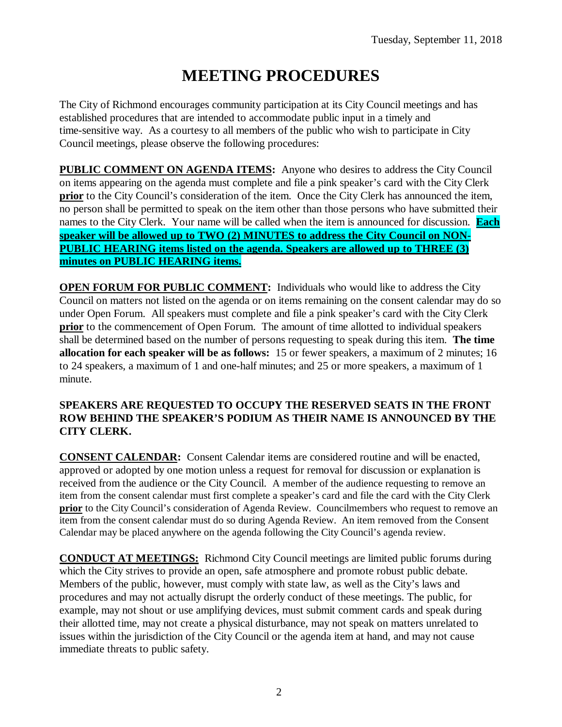Tuesday, September 11, 2018

# MEETING PROCEDURES

The City of Richmond encourages community participation at its City Council meetings and has established procedures that are intended to accommodate public input in a timely and time-sensitive way. As a courtesy to all members of the public who wish to participate in City Council meetings, please observe the following procedures:

**PUBLIC COMMENT ON AGENDA ITEMS:** Anyone who desires to address the City Council on items appearing on the agenda must complete and file a pink speaker's card with the City Clerk **prior** to the City Council's consideration of the item. Once the City Clerk has announced the item, no person shall be permitted to speak on the item other than those persons who have submitted their names to the City Clerk. Your name will be called when the item is announced for discussion. **Each speaker will be allowed up to TWO (2) MINUTES to address the City Council on NON-PUBLIC HEARING items listed on the agenda. Speakers are allowed up to THREE (3) minutes on PUBLIC HEARING items.**

**OPEN FORUM FOR PUBLIC COMMENT:** Individuals who would like to address the City Council on matters not listed on the agenda or on items remaining on the consent calendar may do so under Open Forum. All speakers must complete and file a pink speaker's card with the City Clerk **prior** to the commencement of Open Forum. The amount of time allotted to individual speakers shall be determined based on the number of persons requesting to speak during this item. **The time allocation for each speaker will be as follows:** 15 or fewer speakers, a maximum of 2 minutes; 16 to 24 speakers, a maximum of 1 and one-half minutes; and 25 or more speakers, a maximum of 1 minute.

**SPEAKERS ARE REQUESTED TO OCCUPY THE RESERVED SEATS IN THE FRONT ROW BEHIND THE SPEAKER'S PODIUM AS THEIR NAME IS ANNOUNCED BY THE CITY CLERK.**

**CONSENT CALENDAR:** Consent Calendar items are considered routine and will be enacted, approved or adopted by one motion unless a request for removal for discussion or explanation is received from the audience or the City Council. A member of the audience requesting to remove an item from the consent calendar must first complete a speaker's card and file the card with the City Clerk **prior** to the City Council's consideration of Agenda Review. Councilmembers who request to remove an item from the consent calendar must do so during Agenda Review. An item removed from the Consent Calendar may be placed anywhere on the agenda following the City Council's agenda review.

**CONDUCT AT MEETINGS:** Richmond City Council meetings are limited public forums during which the City strives to provide an open, safe atmosphere and promote robust public debate. Members of the public, however, must comply with state law, as well as the City's laws and procedures and may not actually disrupt the orderly conduct of these meetings. The public, for example, may not shout or use amplifying devices, must submit comment cards and speak during their allotted time, may not create a physical disturbance, may not speak on matters unrelated to issues within the jurisdiction of the City Council or the agenda item at hand, and may not cause immediate threats to public safety.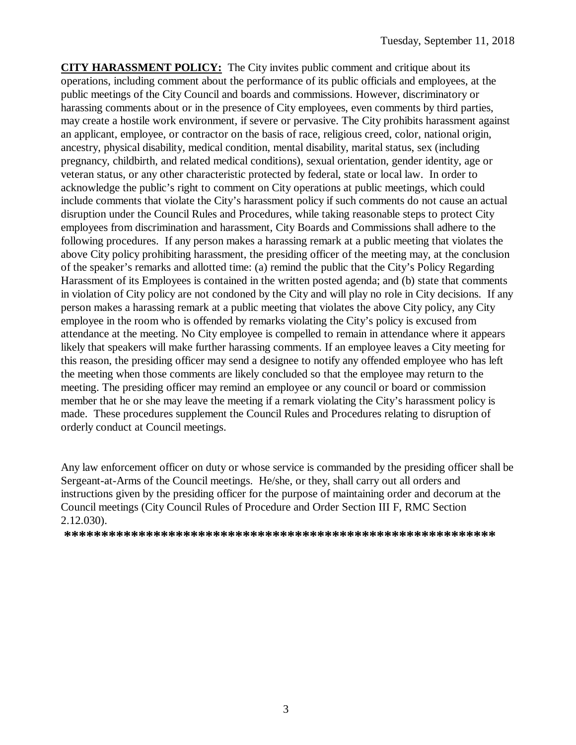**CITY HARASSMENT POLICY:** The City invites public comment and critique about its operations, including comment about the performance of its public officials and employees, at the public meetings of the City Council and boards and commissions. However, discriminatory or harassing comments about or in the presence of City employees, even comments by third parties, may create a hostile work environment, if severe or pervasive. The City prohibits harassment against an applicant, employee, or contractor on the basis of race, religious creed, color, national origin, ancestry, physical disability, medical condition, mental disability, marital status, sex (including pregnancy, childbirth, and related medical conditions), sexual orientation, gender identity, age or veteran status, or any other characteristic protected by federal, state or local law. In order to acknowledge the public's right to comment on City operations at public meetings, which could include comments that violate the City's harassment policy if such comments do not cause an actual disruption under the Council Rules and Procedures, while taking reasonable steps to protect City employees from discrimination and harassment, City Boards and Commissions shall adhere to the following procedures. If any person makes a harassing remark at a public meeting that violates the above City policy prohibiting harassment, the presiding officer of the meeting may, at the conclusion of the speaker's remarks and allotted time: (a) remind the public that the City's Policy Regarding Harassment of its Employees is contained in the written posted agenda; and (b) state that comments in violation of City policy are not condoned by the City and will play no role in City decisions. If any person makes a harassing remark at a public meeting that violates the above City policy, any City employee in the room who is offended by remarks violating the City's policy is excused from attendance at the meeting. No City employee is compelled to remain in attendance where it appears likely that speakers will make further harassing comments. If an employee leaves a City meeting for this reason, the presiding officer may send a designee to notify any offended employee who has left the meeting when those comments are likely concluded so that the employee may return to the meeting. The presiding officer may remind an employee or any council or board or commission member that he or she may leave the meeting if a remark violating the City's harassment policy is made. These procedures supplement the Council Rules and Procedures relating to disruption of orderly conduct at Council meetings.

Any law enforcement officer on duty or whose service is commanded by the presiding officer shall be Sergeant-at-Arms of the Council meetings. He/she, or they, shall carry out all orders and instructions given by the presiding officer for the purpose of maintaining order and decorum at the Council meetings (City Council Rules of Procedure and Order Section III F, RMC Section 2.12.030).

**\*\*\*\*\*\*\*\*\*\*\*\*\*\*\*\*\*\*\*\*\*\*\*\*\*\*\*\*\*\*\*\*\*\*\*\*\*\*\*\*\*\*\*\*\*\*\*\*\*\*\*\*\*\*\*\*\*\*\*\***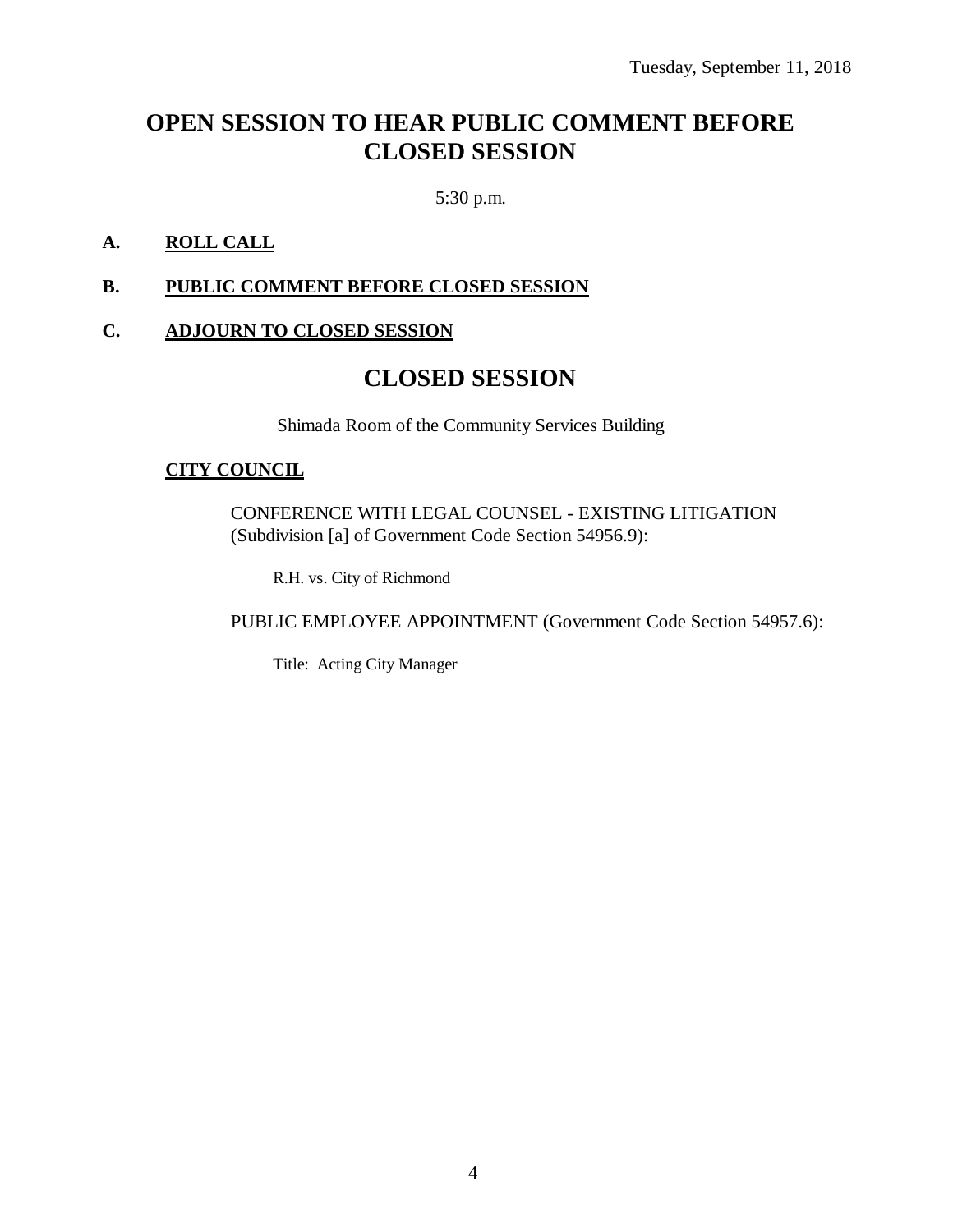Tuesday, September 11, 2018

# OPEN SESSION TO HEAR PUBLIC COMMENT BEFORE CLOSED SESSION

5:30 p.m.

**A. ROLL CALL**

**B. PUBLIC COMMENT BEFORE CLOSED SESSION**

**C. ADJOURN TO CLOSED SESSION**

# CLOSED SESSION

Shimada Room of the Community Services Building

**CITY COUNCIL**

CONFERENCE WITH LEGAL COUNSEL - EXISTING LITIGATION (Subdivision [a] of Government Code Section 54956.9):

R.H. vs. City of Richmond

PUBLIC EMPLOYEE APPOINTMENT (Government Code Section 54957.6):

Title: Acting City Manager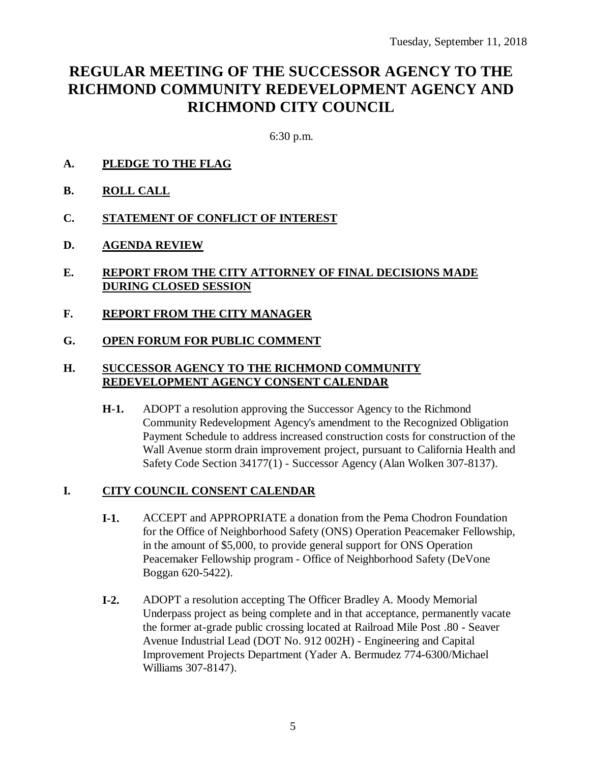Tuesday, September 11, 2018

# REGULAR MEETING OF THE SUCCESSOR AGENCY TO THE RICHMOND COMMUNITY REDEVELOPMENT AGENCY AND RICHMOND CITY COUNCIL

6:30 p.m.

**A. PLEDGE TO THE FLAG**

**B. ROLL CALL**

**C. STATEMENT OF CONFLICT OF INTEREST**

**D. AGENDA REVIEW**

**E. REPORT FROM THE CITY ATTORNEY OF FINAL DECISIONS MADE DURING CLOSED SESSION**

**F. REPORT FROM THE CITY MANAGER**

**G. OPEN FORUM FOR PUBLIC COMMENT**

**H. SUCCESSOR AGENCY TO THE RICHMOND COMMUNITY REDEVELOPMENT AGENCY CONSENT CALENDAR**

**H-1.** ADOPT a resolution approving the Successor Agency to the Richmond Community Redevelopment Agency's amendment to the Recognized Obligation Payment Schedule to address increased construction costs for construction of the Wall Avenue storm drain improvement project, pursuant to California Health and Safety Code Section 34177(1) - Successor Agency (Alan Wolken 307-8137).

**I. CITY COUNCIL CONSENT CALENDAR**

**I-1.** ACCEPT and APPROPRIATE a donation from the Pema Chodron Foundation for the Office of Neighborhood Safety (ONS) Operation Peacemaker Fellowship, in the amount of $5,000, to provide general support for ONS Operation Peacemaker Fellowship program - Office of Neighborhood Safety (DeVone Boggan 620-5422).

**I-2.** ADOPT a resolution accepting The Officer Bradley A. Moody Memorial Underpass project as being complete and in that acceptance, permanently vacate the former at-grade public crossing located at Railroad Mile Post .80 - Seaver Avenue Industrial Lead (DOT No. 912 002H) - Engineering and Capital Improvement Projects Department (Yader A. Bermudez 774-6300/Michael Williams 307-8147).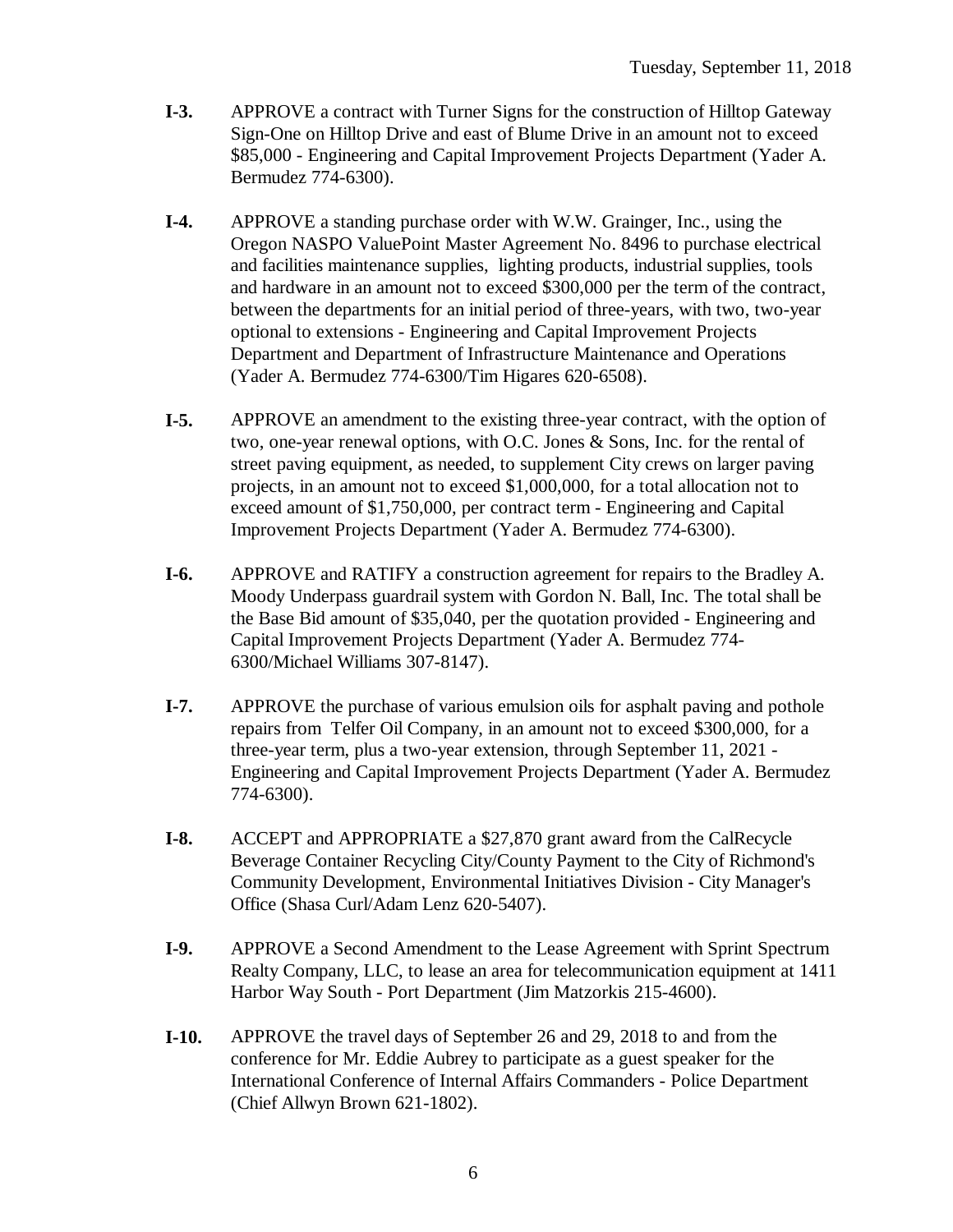Tuesday, September 11, 2018

**I-3.** APPROVE a contract with Turner Signs for the construction of Hilltop Gateway Sign-One on Hilltop Drive and east of Blume Drive in an amount not to exceed $85,000 - Engineering and Capital Improvement Projects Department (Yader A. Bermudez 774-6300).

**I-4.** APPROVE a standing purchase order with W.W. Grainger, Inc., using the Oregon NASPO ValuePoint Master Agreement No. 8496 to purchase electrical and facilities maintenance supplies, lighting products, industrial supplies, tools and hardware in an amount not to exceed $300,000 per the term of the contract, between the departments for an initial period of three-years, with two, two-year optional to extensions - Engineering and Capital Improvement Projects Department and Department of Infrastructure Maintenance and Operations (Yader A. Bermudez 774-6300/Tim Higares 620-6508).

**I-5.** APPROVE an amendment to the existing three-year contract, with the option of two, one-year renewal options, with O.C. Jones & Sons, Inc. for the rental of street paving equipment, as needed, to supplement City crews on larger paving projects, in an amount not to exceed $1,000,000, for a total allocation not to exceed amount of $1,750,000, per contract term - Engineering and Capital Improvement Projects Department (Yader A. Bermudez 774-6300).

**I-6.** APPROVE and RATIFY a construction agreement for repairs to the Bradley A. Moody Underpass guardrail system with Gordon N. Ball, Inc. The total shall be the Base Bid amount of $35,040, per the quotation provided - Engineering and Capital Improvement Projects Department (Yader A. Bermudez 774-6300/Michael Williams 307-8147).

**I-7.** APPROVE the purchase of various emulsion oils for asphalt paving and pothole repairs from Telfer Oil Company, in an amount not to exceed $300,000, for a three-year term, plus a two-year extension, through September 11, 2021 - Engineering and Capital Improvement Projects Department (Yader A. Bermudez 774-6300).

**I-8.** ACCEPT and APPROPRIATE a $27,870 grant award from the CalRecycle Beverage Container Recycling City/County Payment to the City of Richmond's Community Development, Environmental Initiatives Division - City Manager's Office (Shasa Curl/Adam Lenz 620-5407).

**I-9.** APPROVE a Second Amendment to the Lease Agreement with Sprint Spectrum Realty Company, LLC, to lease an area for telecommunication equipment at 1411 Harbor Way South - Port Department (Jim Matzorkis 215-4600).

**I-10.** APPROVE the travel days of September 26 and 29, 2018 to and from the conference for Mr. Eddie Aubrey to participate as a guest speaker for the International Conference of Internal Affairs Commanders - Police Department (Chief Allwyn Brown 621-1802).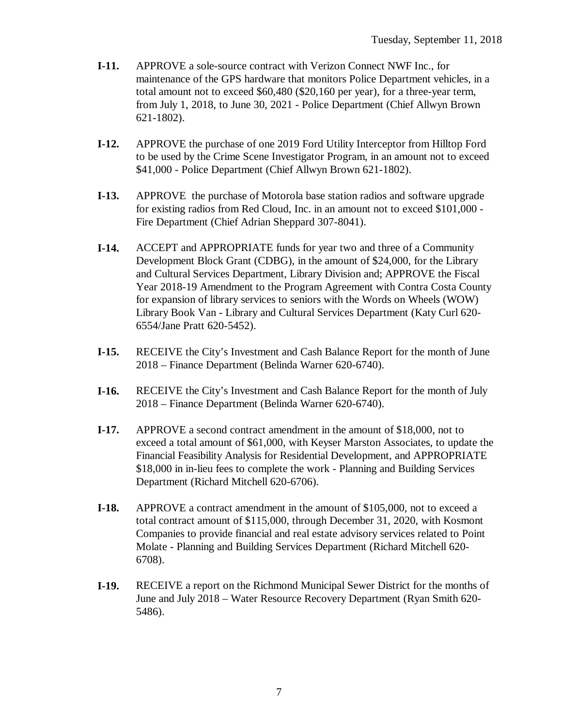**I-11.** APPROVE a sole-source contract with Verizon Connect NWF Inc., for maintenance of the GPS hardware that monitors Police Department vehicles, in a total amount not to exceed $60,480 ($20,160 per year), for a three-year term, from July 1, 2018, to June 30, 2021 - Police Department (Chief Allwyn Brown 621-1802).

**I-12.** APPROVE the purchase of one 2019 Ford Utility Interceptor from Hilltop Ford to be used by the Crime Scene Investigator Program, in an amount not to exceed $41,000 - Police Department (Chief Allwyn Brown 621-1802).

**I-13.** APPROVE the purchase of Motorola base station radios and software upgrade for existing radios from Red Cloud, Inc. in an amount not to exceed $101,000 - Fire Department (Chief Adrian Sheppard 307-8041).

**I-14.** ACCEPT and APPROPRIATE funds for year two and three of a Community Development Block Grant (CDBG), in the amount of $24,000, for the Library and Cultural Services Department, Library Division and; APPROVE the Fiscal Year 2018-19 Amendment to the Program Agreement with Contra Costa County for expansion of library services to seniors with the Words on Wheels (WOW) Library Book Van - Library and Cultural Services Department (Katy Curl 620-6554/Jane Pratt 620-5452).

**I-15.** RECEIVE the City's Investment and Cash Balance Report for the month of June 2018 – Finance Department (Belinda Warner 620-6740).

**I-16.** RECEIVE the City's Investment and Cash Balance Report for the month of July 2018 – Finance Department (Belinda Warner 620-6740).

**I-17.** APPROVE a second contract amendment in the amount of $18,000, not to exceed a total amount of $61,000, with Keyser Marston Associates, to update the Financial Feasibility Analysis for Residential Development, and APPROPRIATE $18,000 in in-lieu fees to complete the work - Planning and Building Services Department (Richard Mitchell 620-6706).

**I-18.** APPROVE a contract amendment in the amount of $105,000, not to exceed a total contract amount of $115,000, through December 31, 2020, with Kosmont Companies to provide financial and real estate advisory services related to Point Molate - Planning and Building Services Department (Richard Mitchell 620-6708).

**I-19.** RECEIVE a report on the Richmond Municipal Sewer District for the months of June and July 2018 – Water Resource Recovery Department (Ryan Smith 620-5486).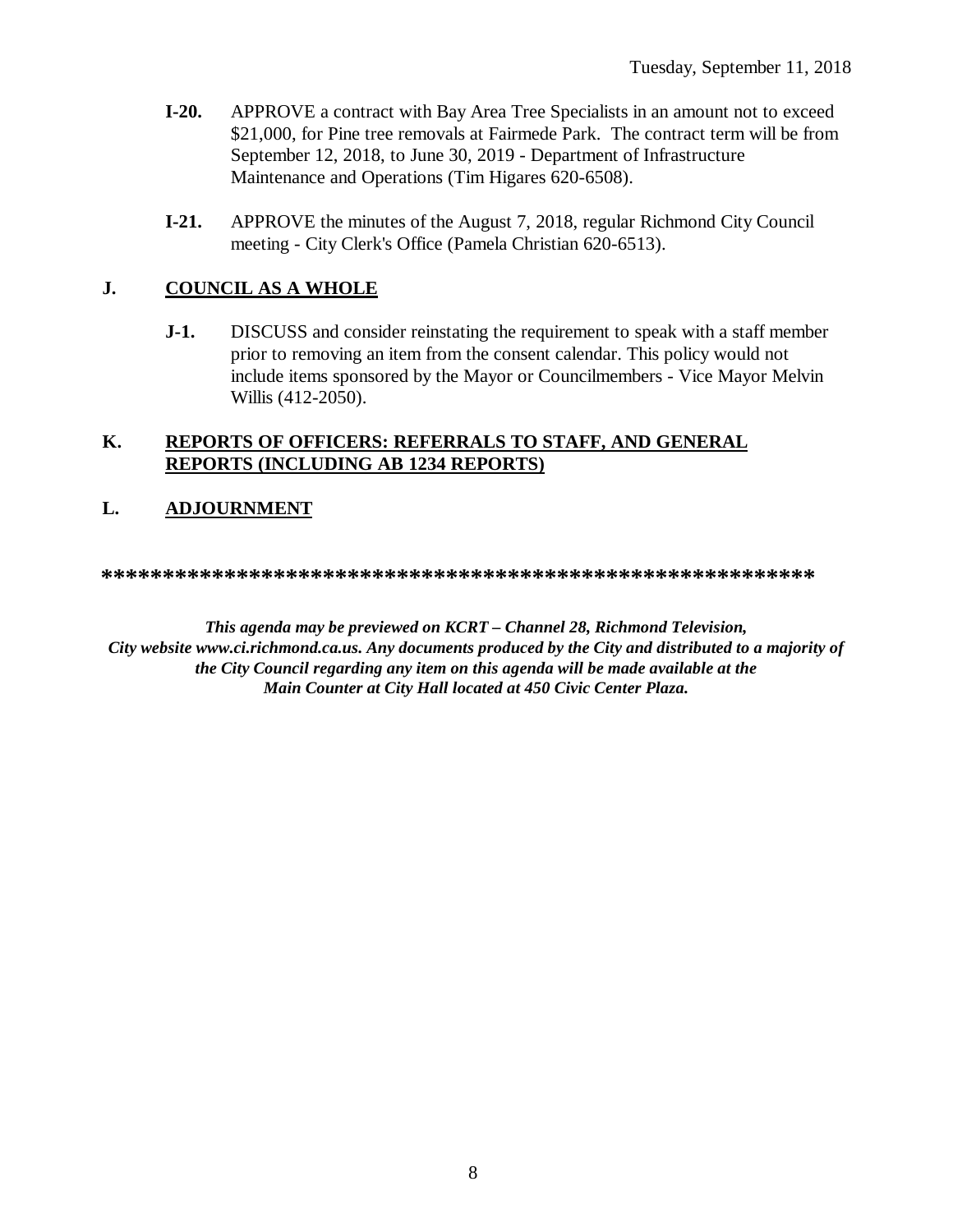- **I-20.** APPROVE a contract with Bay Area Tree Specialists in an amount not to exceed $21,000, for Pine tree removals at Fairmede Park. The contract term will be from September 12, 2018, to June 30, 2019 - Department of Infrastructure Maintenance and Operations (Tim Higares 620-6508).

- **I-21.** APPROVE the minutes of the August 7, 2018, regular Richmond City Council meeting - City Clerk's Office (Pamela Christian 620-6513).

## J. COUNCIL AS A WHOLE

- **J-1.** DISCUSS and consider reinstating the requirement to speak with a staff member prior to removing an item from the consent calendar. This policy would not include items sponsored by the Mayor or Councilmembers - Vice Mayor Melvin Willis (412-2050).

## K. REPORTS OF OFFICERS: REFERRALS TO STAFF, AND GENERAL REPORTS (INCLUDING AB 1234 REPORTS)

## L. ADJOURNMENT

**************************************************************

***This agenda may be previewed on KCRT – Channel 28, Richmond Television, City website www.ci.richmond.ca.us. Any documents produced by the City and distributed to a majority of the City Council regarding any item on this agenda will be made available at the Main Counter at City Hall located at 450 Civic Center Plaza.***